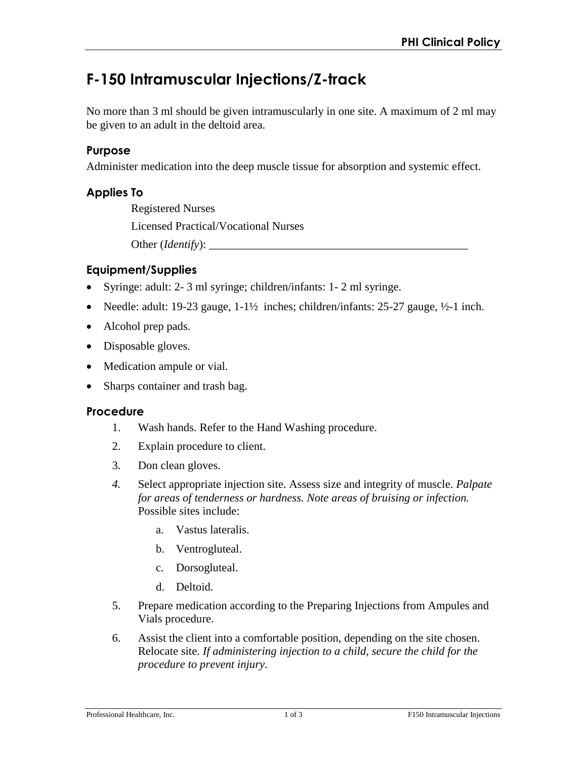# F-150 Intramuscular Injections/Z-track

No more than 3 ml should be given intramuscularly in one site. A maximum of 2 ml may be given to an adult in the deltoid area.

## Purpose

Administer medication into the deep muscle tissue for absorption and systemic effect.

## Applies To

Registered Nurses

Licensed Practical/Vocational Nurses

Other (*Identify*): _______________________________________________

## Equipment/Supplies

- Syringe: adult: 2- 3 ml syringe; children/infants: 1- 2 ml syringe.
- Needle: adult: 19-23 gauge, 1-1½ inches; children/infants: 25-27 gauge, ½-1 inch.
- Alcohol prep pads.
- Disposable gloves.
- Medication ampule or vial.
- Sharps container and trash bag.

## Procedure

1. Wash hands. Refer to the Hand Washing procedure.
2. Explain procedure to client.
3. Don clean gloves.
4. Select appropriate injection site. Assess size and integrity of muscle. *Palpate for areas of tenderness or hardness. Note areas of bruising or infection.* Possible sites include:
   a. Vastus lateralis.
   b. Ventrogluteal.
   c. Dorsogluteal.
   d. Deltoid.
5. Prepare medication according to the Preparing Injections from Ampules and Vials procedure.
6. Assist the client into a comfortable position, depending on the site chosen. Relocate site. *If administering injection to a child, secure the child for the procedure to prevent injury*.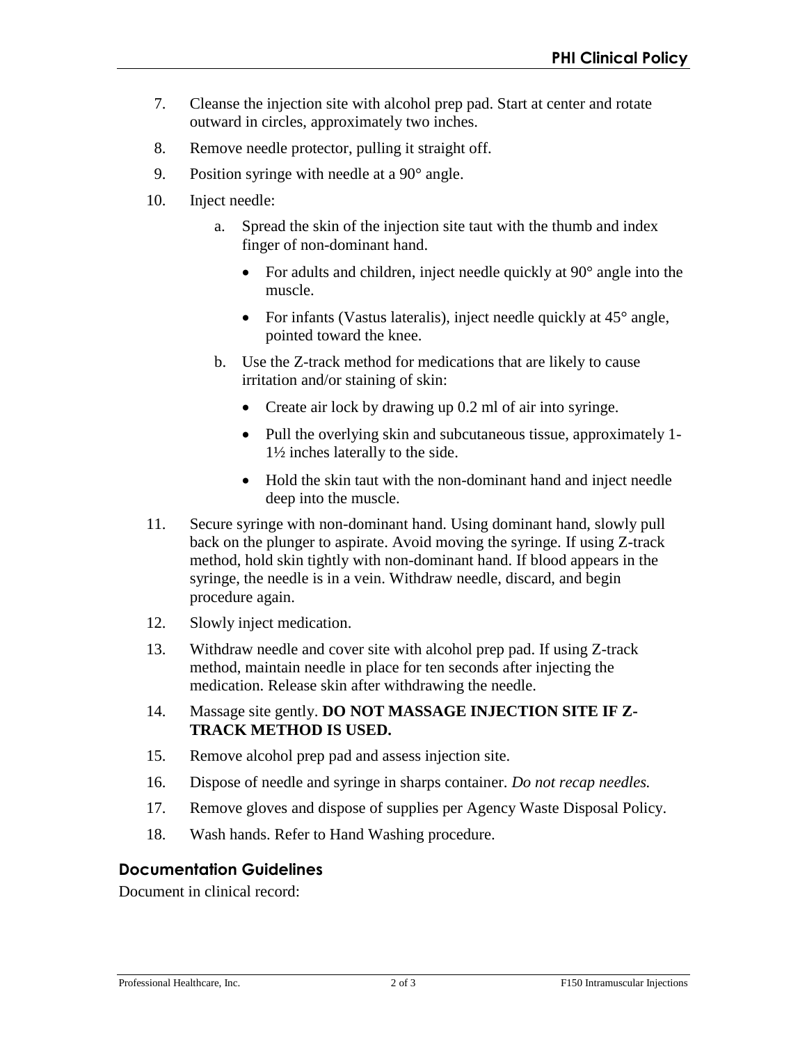7. Cleanse the injection site with alcohol prep pad. Start at center and rotate outward in circles, approximately two inches.
8. Remove needle protector, pulling it straight off.
9. Position syringe with needle at a 90° angle.
10. Inject needle:
    a. Spread the skin of the injection site taut with the thumb and index finger of non-dominant hand.
        - For adults and children, inject needle quickly at 90° angle into the muscle.
        - For infants (Vastus lateralis), inject needle quickly at 45° angle, pointed toward the knee.
    b. Use the Z-track method for medications that are likely to cause irritation and/or staining of skin:
        - Create air lock by drawing up 0.2 ml of air into syringe.
        - Pull the overlying skin and subcutaneous tissue, approximately 1-1½ inches laterally to the side.
        - Hold the skin taut with the non-dominant hand and inject needle deep into the muscle.
11. Secure syringe with non-dominant hand. Using dominant hand, slowly pull back on the plunger to aspirate. Avoid moving the syringe. If using Z-track method, hold skin tightly with non-dominant hand. If blood appears in the syringe, the needle is in a vein. Withdraw needle, discard, and begin procedure again.
12. Slowly inject medication.
13. Withdraw needle and cover site with alcohol prep pad. If using Z-track method, maintain needle in place for ten seconds after injecting the medication. Release skin after withdrawing the needle.
14. Massage site gently. **DO NOT MASSAGE INJECTION SITE IF Z-TRACK METHOD IS USED.**
15. Remove alcohol prep pad and assess injection site.
16. Dispose of needle and syringe in sharps container. *Do not recap needles.*
17. Remove gloves and dispose of supplies per Agency Waste Disposal Policy.
18. Wash hands. Refer to Hand Washing procedure.

## Documentation Guidelines

Document in clinical record: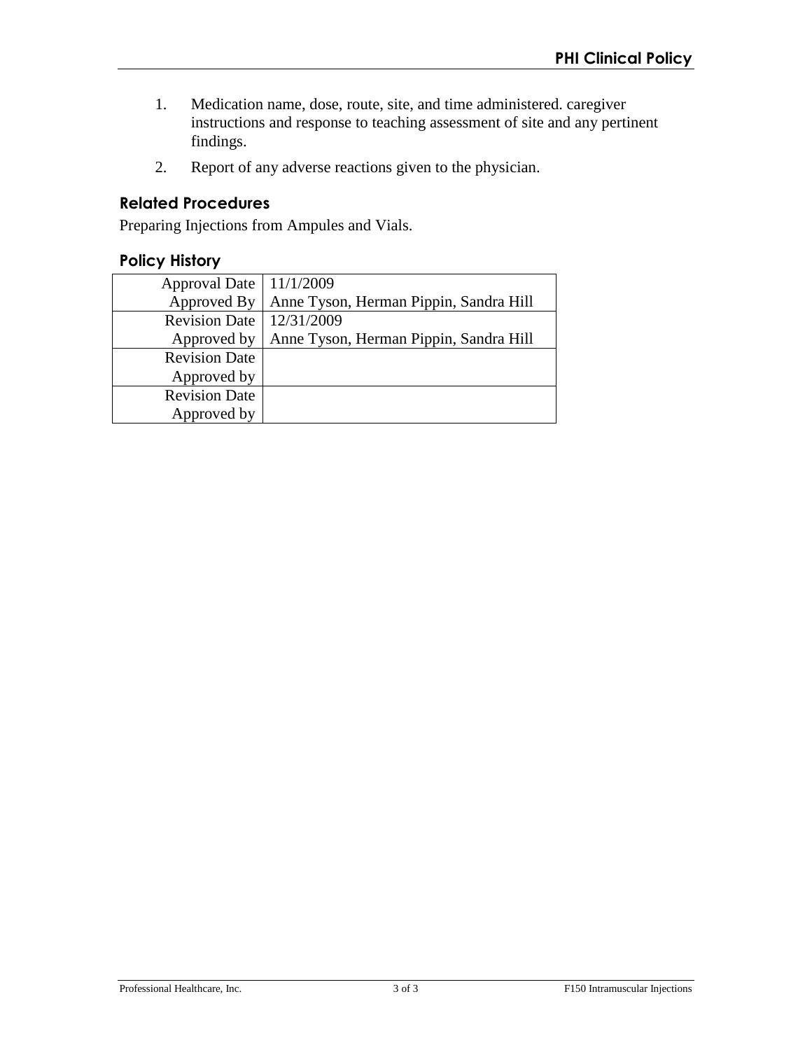1. Medication name, dose, route, site, and time administered. caregiver instructions and response to teaching assessment of site and any pertinent findings.
2. Report of any adverse reactions given to the physician.

## Related Procedures

Preparing Injections from Ampules and Vials.

## Policy History

| | |
|---|---|
| Approval Date | 11/1/2009 |
| Approved By | Anne Tyson, Herman Pippin, Sandra Hill |
| Revision Date | 12/31/2009 |
| Approved by | Anne Tyson, Herman Pippin, Sandra Hill |
| Revision Date | |
| Approved by | |
| Revision Date | |
| Approved by | |